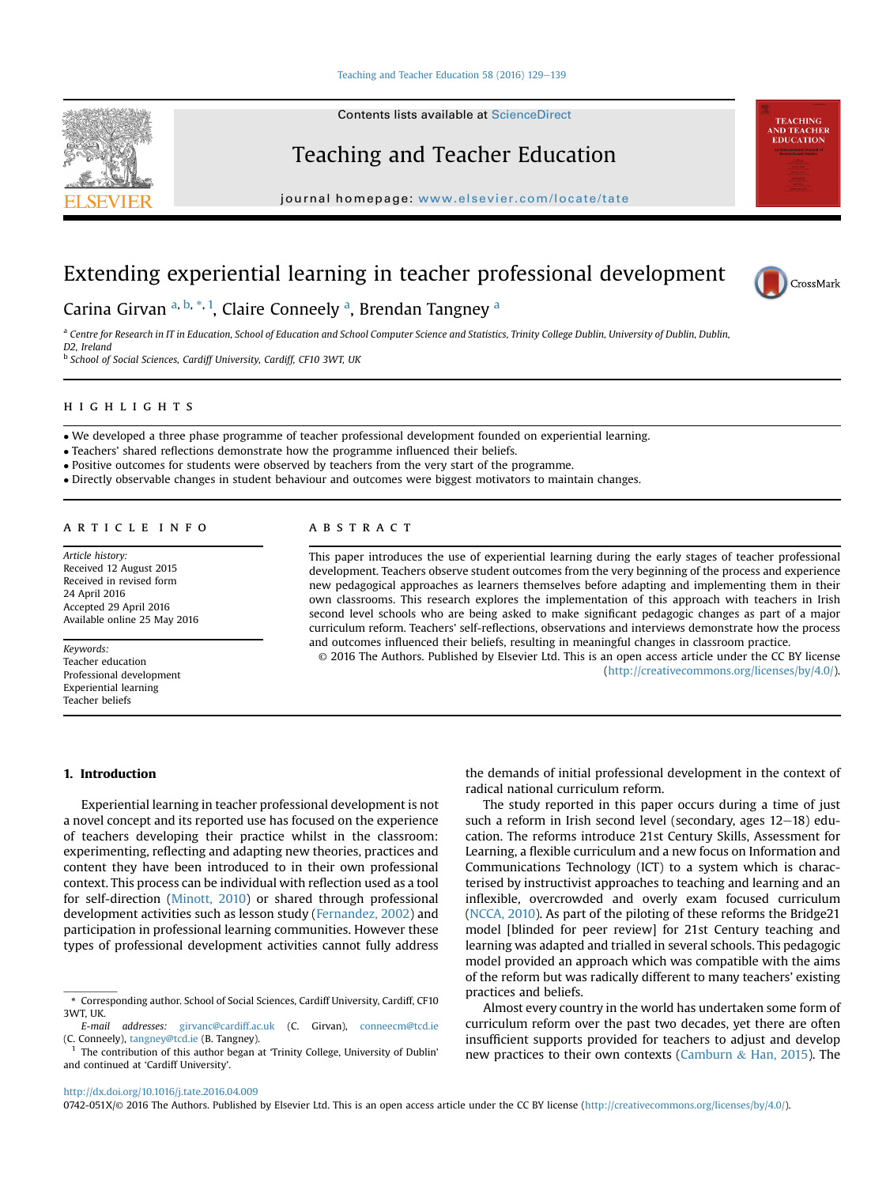# Extending experiential learning in teacher professional development

Carina Girvan [a, b, *, 1], Claire Conneely [a], Brendan Tangney [a]

[a] Centre for Research in IT in Education, School of Education and School Computer Science and Statistics, Trinity College Dublin, University of Dublin, Dublin, D2, Ireland

[b] School of Social Sciences, Cardiff University, Cardiff, CF10 3WT, UK

## HIGHLIGHTS

- We developed a three phase programme of teacher professional development founded on experiential learning.
- Teachers' shared reflections demonstrate how the programme influenced their beliefs.
- Positive outcomes for students were observed by teachers from the very start of the programme.
- Directly observable changes in student behaviour and outcomes were biggest motivators to maintain changes.

## ARTICLE INFO

*Article history:*
Received 12 August 2015
Received in revised form 24 April 2016
Accepted 29 April 2016
Available online 25 May 2016

*Keywords:*
Teacher education
Professional development
Experiential learning
Teacher beliefs

## ABSTRACT

This paper introduces the use of experiential learning during the early stages of teacher professional development. Teachers observe student outcomes from the very beginning of the process and experience new pedagogical approaches as learners themselves before adapting and implementing them in their own classrooms. This research explores the implementation of this approach with teachers in Irish second level schools who are being asked to make significant pedagogic changes as part of a major curriculum reform. Teachers' self-reflections, observations and interviews demonstrate how the process and outcomes influenced their beliefs, resulting in meaningful changes in classroom practice.

© 2016 The Authors. Published by Elsevier Ltd. This is an open access article under the CC BY license (http://creativecommons.org/licenses/by/4.0/).

## 1. Introduction

Experiential learning in teacher professional development is not a novel concept and its reported use has focused on the experience of teachers developing their practice whilst in the classroom: experimenting, reflecting and adapting new theories, practices and content they have been introduced to in their own professional context. This process can be individual with reflection used as a tool for self-direction (Minott, 2010) or shared through professional development activities such as lesson study (Fernandez, 2002) and participation in professional learning communities. However these types of professional development activities cannot fully address the demands of initial professional development in the context of radical national curriculum reform.

The study reported in this paper occurs during a time of just such a reform in Irish second level (secondary, ages 12–18) education. The reforms introduce 21st Century Skills, Assessment for Learning, a flexible curriculum and a new focus on Information and Communications Technology (ICT) to a system which is characterised by instructivist approaches to teaching and learning and an inflexible, overcrowded and overly exam focused curriculum (NCCA, 2010). As part of the piloting of these reforms the Bridge21 model [blinded for peer review] for 21st Century teaching and learning was adapted and trialled in several schools. This pedagogic model provided an approach which was compatible with the aims of the reform but was radically different to many teachers' existing practices and beliefs.

Almost every country in the world has undertaken some form of curriculum reform over the past two decades, yet there are often insufficient supports provided for teachers to adjust and develop new practices to their own contexts (Camburn & Han, 2015). The

\* Corresponding author. School of Social Sciences, Cardiff University, Cardiff, CF10 3WT, UK.

*E-mail addresses:* girvanc@cardiff.ac.uk (C. Girvan), conneecm@tcd.ie (C. Conneely), tangney@tcd.ie (B. Tangney).

[1] The contribution of this author began at 'Trinity College, University of Dublin' and continued at 'Cardiff University'.

http://dx.doi.org/10.1016/j.tate.2016.04.009

0742-051X/© 2016 The Authors. Published by Elsevier Ltd. This is an open access article under the CC BY license (http://creativecommons.org/licenses/by/4.0/).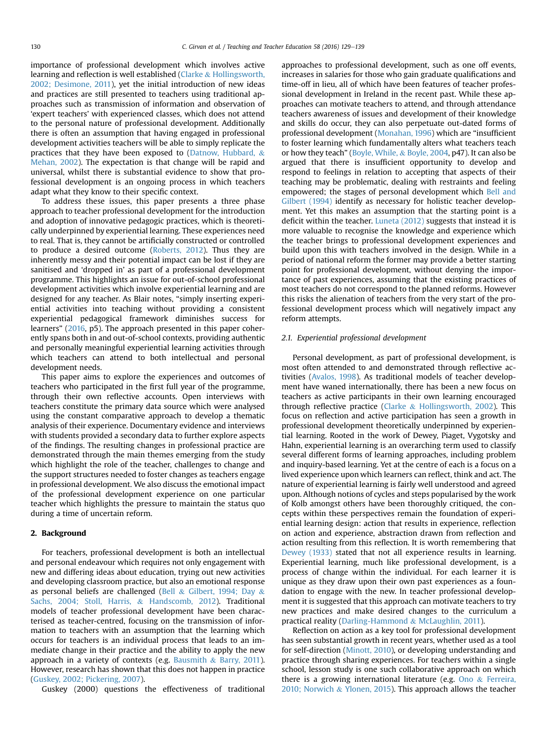importance of professional development which involves active learning and reflection is well established (Clarke & Hollingsworth, 2002; Desimone, 2011), yet the initial introduction of new ideas and practices are still presented to teachers using traditional approaches such as transmission of information and observation of 'expert teachers' with experienced classes, which does not attend to the personal nature of professional development. Additionally there is often an assumption that having engaged in professional development activities teachers will be able to simply replicate the practices that they have been exposed to (Datnow, Hubbard, & Mehan, 2002). The expectation is that change will be rapid and universal, whilst there is substantial evidence to show that professional development is an ongoing process in which teachers adapt what they know to their specific context.

To address these issues, this paper presents a three phase approach to teacher professional development for the introduction and adoption of innovative pedagogic practices, which is theoretically underpinned by experiential learning. These experiences need to real. That is, they cannot be artificially constructed or controlled to produce a desired outcome (Roberts, 2012). Thus they are inherently messy and their potential impact can be lost if they are sanitised and 'dropped in' as part of a professional development programme. This highlights an issue for out-of-school professional development activities which involve experiential learning and are designed for any teacher. As Blair notes, "simply inserting experiential activities into teaching without providing a consistent experiential pedagogical framework diminishes success for learners" (2016, p5). The approach presented in this paper coherently spans both in and out-of-school contexts, providing authentic and personally meaningful experiential learning activities through which teachers can attend to both intellectual and personal development needs.

This paper aims to explore the experiences and outcomes of teachers who participated in the first full year of the programme, through their own reflective accounts. Open interviews with teachers constitute the primary data source which were analysed using the constant comparative approach to develop a thematic analysis of their experience. Documentary evidence and interviews with students provided a secondary data to further explore aspects of the findings. The resulting changes in professional practice are demonstrated through the main themes emerging from the study which highlight the role of the teacher, challenges to change and the support structures needed to foster changes as teachers engage in professional development. We also discuss the emotional impact of the professional development experience on one particular teacher which highlights the pressure to maintain the status quo during a time of uncertain reform.

## 2. Background

For teachers, professional development is both an intellectual and personal endeavour which requires not only engagement with new and differing ideas about education, trying out new activities and developing classroom practice, but also an emotional response as personal beliefs are challenged (Bell & Gilbert, 1994; Day & Sachs, 2004; Stoll, Harris, & Handscomb, 2012). Traditional models of teacher professional development have been characterised as teacher-centred, focusing on the transmission of information to teachers with an assumption that the learning which occurs for teachers is an individual process that leads to an immediate change in their practice and the ability to apply the new approach in a variety of contexts (e.g. Bausmith & Barry, 2011). However, research has shown that this does not happen in practice (Guskey, 2002; Pickering, 2007).

Guskey (2000) questions the effectiveness of traditional approaches to professional development, such as one off events, increases in salaries for those who gain graduate qualifications and time-off in lieu, all of which have been features of teacher professional development in Ireland in the recent past. While these approaches can motivate teachers to attend, and through attendance teachers awareness of issues and development of their knowledge and skills do occur, they can also perpetuate out-dated forms of professional development (Monahan, 1996) which are "insufficient to foster learning which fundamentally alters what teachers teach or how they teach" (Boyle, While, & Boyle, 2004, p47). It can also be argued that there is insufficient opportunity to develop and respond to feelings in relation to accepting that aspects of their teaching may be problematic, dealing with restraints and feeling empowered; the stages of personal development which Bell and Gilbert (1994) identify as necessary for holistic teacher development. Yet this makes an assumption that the starting point is a deficit within the teacher. Luneta (2012) suggests that instead it is more valuable to recognise the knowledge and experience which the teacher brings to professional development experiences and build upon this with teachers involved in the design. While in a period of national reform the former may provide a better starting point for professional development, without denying the importance of past experiences, assuming that the existing practices of most teachers do not correspond to the planned reforms. However this risks the alienation of teachers from the very start of the professional development process which will negatively impact any reform attempts.

### 2.1. Experiential professional development

Personal development, as part of professional development, is most often attended to and demonstrated through reflective activities (Avalos, 1998). As traditional models of teacher development have waned internationally, there has been a new focus on teachers as active participants in their own learning encouraged through reflective practice (Clarke & Hollingsworth, 2002). This focus on reflection and active participation has seen a growth in professional development theoretically underpinned by experiential learning. Rooted in the work of Dewey, Piaget, Vygotsky and Hahn, experiential learning is an overarching term used to classify several different forms of learning approaches, including problem and inquiry-based learning. Yet at the centre of each is a focus on a lived experience upon which learners can reflect, think and act. The nature of experiential learning is fairly well understood and agreed upon. Although notions of cycles and steps popularised by the work of Kolb amongst others have been thoroughly critiqued, the concepts within these perspectives remain the foundation of experiential learning design: action that results in experience, reflection on action and experience, abstraction drawn from reflection and action resulting from this reflection. It is worth remembering that Dewey (1933) stated that not all experience results in learning. Experiential learning, much like professional development, is a process of change within the individual. For each learner it is unique as they draw upon their own past experiences as a foundation to engage with the new. In teacher professional development it is suggested that this approach can motivate teachers to try new practices and make desired changes to the curriculum a practical reality (Darling-Hammond & McLaughlin, 2011).

Reflection on action as a key tool for professional development has seen substantial growth in recent years, whether used as a tool for self-direction (Minott, 2010), or developing understanding and practice through sharing experiences. For teachers within a single school, lesson study is one such collaborative approach on which there is a growing international literature (e.g. Ono & Ferreira, 2010; Norwich & Ylonen, 2015). This approach allows the teacher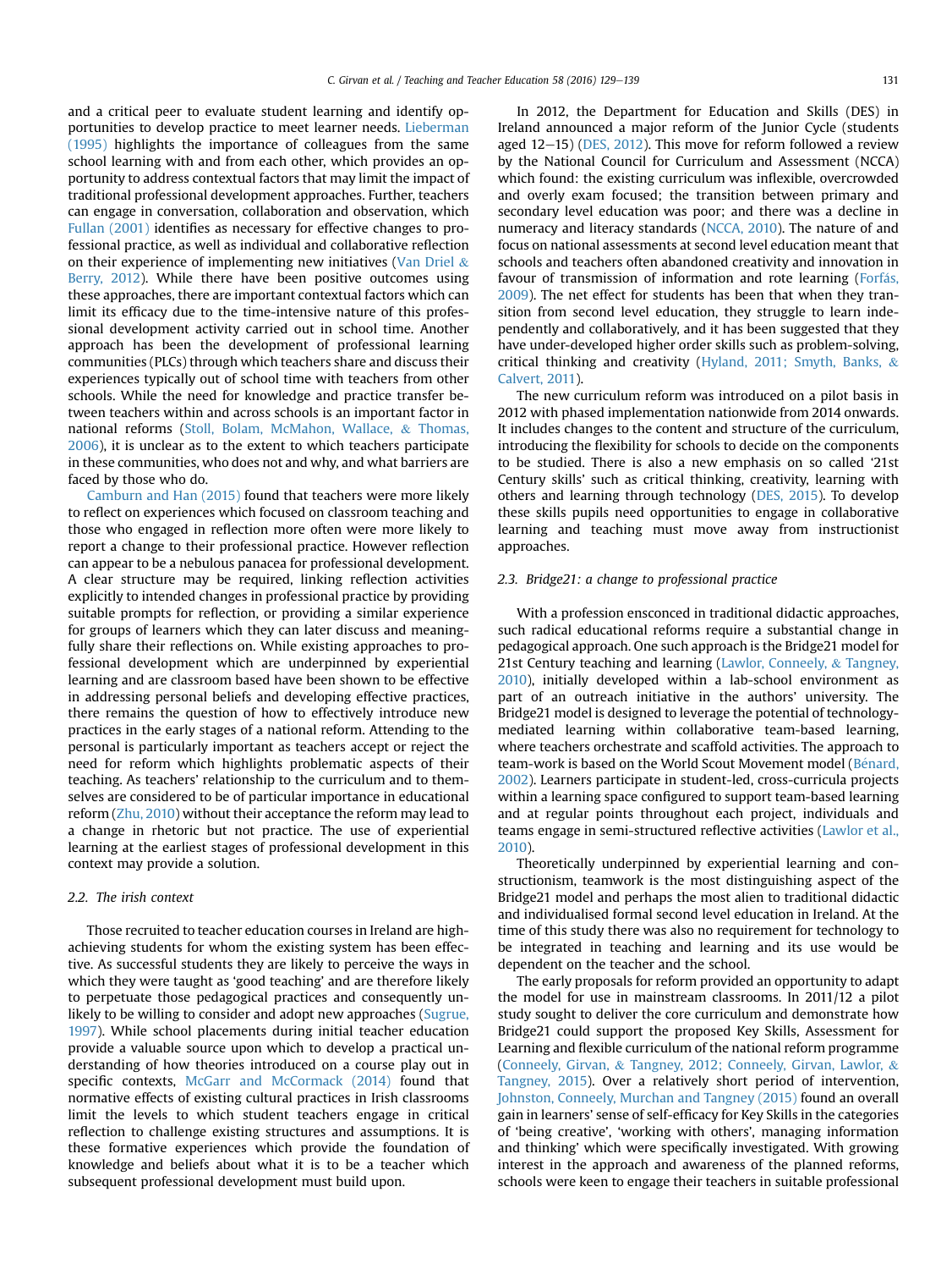and a critical peer to evaluate student learning and identify opportunities to develop practice to meet learner needs. Lieberman (1995) highlights the importance of colleagues from the same school learning with and from each other, which provides an opportunity to address contextual factors that may limit the impact of traditional professional development approaches. Further, teachers can engage in conversation, collaboration and observation, which Fullan (2001) identifies as necessary for effective changes to professional practice, as well as individual and collaborative reflection on their experience of implementing new initiatives (Van Driel & Berry, 2012). While there have been positive outcomes using these approaches, there are important contextual factors which can limit its efficacy due to the time-intensive nature of this professional development activity carried out in school time. Another approach has been the development of professional learning communities (PLCs) through which teachers share and discuss their experiences typically out of school time with teachers from other schools. While the need for knowledge and practice transfer between teachers within and across schools is an important factor in national reforms (Stoll, Bolam, McMahon, Wallace, & Thomas, 2006), it is unclear as to the extent to which teachers participate in these communities, who does not and why, and what barriers are faced by those who do.

Camburn and Han (2015) found that teachers were more likely to reflect on experiences which focused on classroom teaching and those who engaged in reflection more often were more likely to report a change to their professional practice. However reflection can appear to be a nebulous panacea for professional development. A clear structure may be required, linking reflection activities explicitly to intended changes in professional practice by providing suitable prompts for reflection, or providing a similar experience for groups of learners which they can later discuss and meaningfully share their reflections on. While existing approaches to professional development which are underpinned by experiential learning and are classroom based have been shown to be effective in addressing personal beliefs and developing effective practices, there remains the question of how to effectively introduce new practices in the early stages of a national reform. Attending to the personal is particularly important as teachers accept or reject the need for reform which highlights problematic aspects of their teaching. As teachers' relationship to the curriculum and to themselves are considered to be of particular importance in educational reform (Zhu, 2010) without their acceptance the reform may lead to a change in rhetoric but not practice. The use of experiential learning at the earliest stages of professional development in this context may provide a solution.

### 2.2. The irish context

Those recruited to teacher education courses in Ireland are high-achieving students for whom the existing system has been effective. As successful students they are likely to perceive the ways in which they were taught as 'good teaching' and are therefore likely to perpetuate those pedagogical practices and consequently unlikely to be willing to consider and adopt new approaches (Sugrue, 1997). While school placements during initial teacher education provide a valuable source upon which to develop a practical understanding of how theories introduced on a course play out in specific contexts, McGarr and McCormack (2014) found that normative effects of existing cultural practices in Irish classrooms limit the levels to which student teachers engage in critical reflection to challenge existing structures and assumptions. It is these formative experiences which provide the foundation of knowledge and beliefs about what it is to be a teacher which subsequent professional development must build upon.

In 2012, the Department for Education and Skills (DES) in Ireland announced a major reform of the Junior Cycle (students aged 12–15) (DES, 2012). This move for reform followed a review by the National Council for Curriculum and Assessment (NCCA) which found: the existing curriculum was inflexible, overcrowded and overly exam focused; the transition between primary and secondary level education was poor; and there was a decline in numeracy and literacy standards (NCCA, 2010). The nature of and focus on national assessments at second level education meant that schools and teachers often abandoned creativity and innovation in favour of transmission of information and rote learning (Forfás, 2009). The net effect for students has been that when they transition from second level education, they struggle to learn independently and collaboratively, and it has been suggested that they have under-developed higher order skills such as problem-solving, critical thinking and creativity (Hyland, 2011; Smyth, Banks, & Calvert, 2011).

The new curriculum reform was introduced on a pilot basis in 2012 with phased implementation nationwide from 2014 onwards. It includes changes to the content and structure of the curriculum, introducing the flexibility for schools to decide on the components to be studied. There is also a new emphasis on so called '21st Century skills' such as critical thinking, creativity, learning with others and learning through technology (DES, 2015). To develop these skills pupils need opportunities to engage in collaborative learning and teaching must move away from instructionist approaches.

### 2.3. Bridge21: a change to professional practice

With a profession ensconced in traditional didactic approaches, such radical educational reforms require a substantial change in pedagogical approach. One such approach is the Bridge21 model for 21st Century teaching and learning (Lawlor, Conneely, & Tangney, 2010), initially developed within a lab-school environment as part of an outreach initiative in the authors' university. The Bridge21 model is designed to leverage the potential of technology-mediated learning within collaborative team-based learning, where teachers orchestrate and scaffold activities. The approach to team-work is based on the World Scout Movement model (Bénard, 2002). Learners participate in student-led, cross-curricula projects within a learning space configured to support team-based learning and at regular points throughout each project, individuals and teams engage in semi-structured reflective activities (Lawlor et al., 2010).

Theoretically underpinned by experiential learning and constructionism, teamwork is the most distinguishing aspect of the Bridge21 model and perhaps the most alien to traditional didactic and individualised formal second level education in Ireland. At the time of this study there was also no requirement for technology to be integrated in teaching and learning and its use would be dependent on the teacher and the school.

The early proposals for reform provided an opportunity to adapt the model for use in mainstream classrooms. In 2011/12 a pilot study sought to deliver the core curriculum and demonstrate how Bridge21 could support the proposed Key Skills, Assessment for Learning and flexible curriculum of the national reform programme (Conneely, Girvan, & Tangney, 2012; Conneely, Girvan, Lawlor, & Tangney, 2015). Over a relatively short period of intervention, Johnston, Conneely, Murchan and Tangney (2015) found an overall gain in learners' sense of self-efficacy for Key Skills in the categories of 'being creative', 'working with others', managing information and thinking' which were specifically investigated. With growing interest in the approach and awareness of the planned reforms, schools were keen to engage their teachers in suitable professional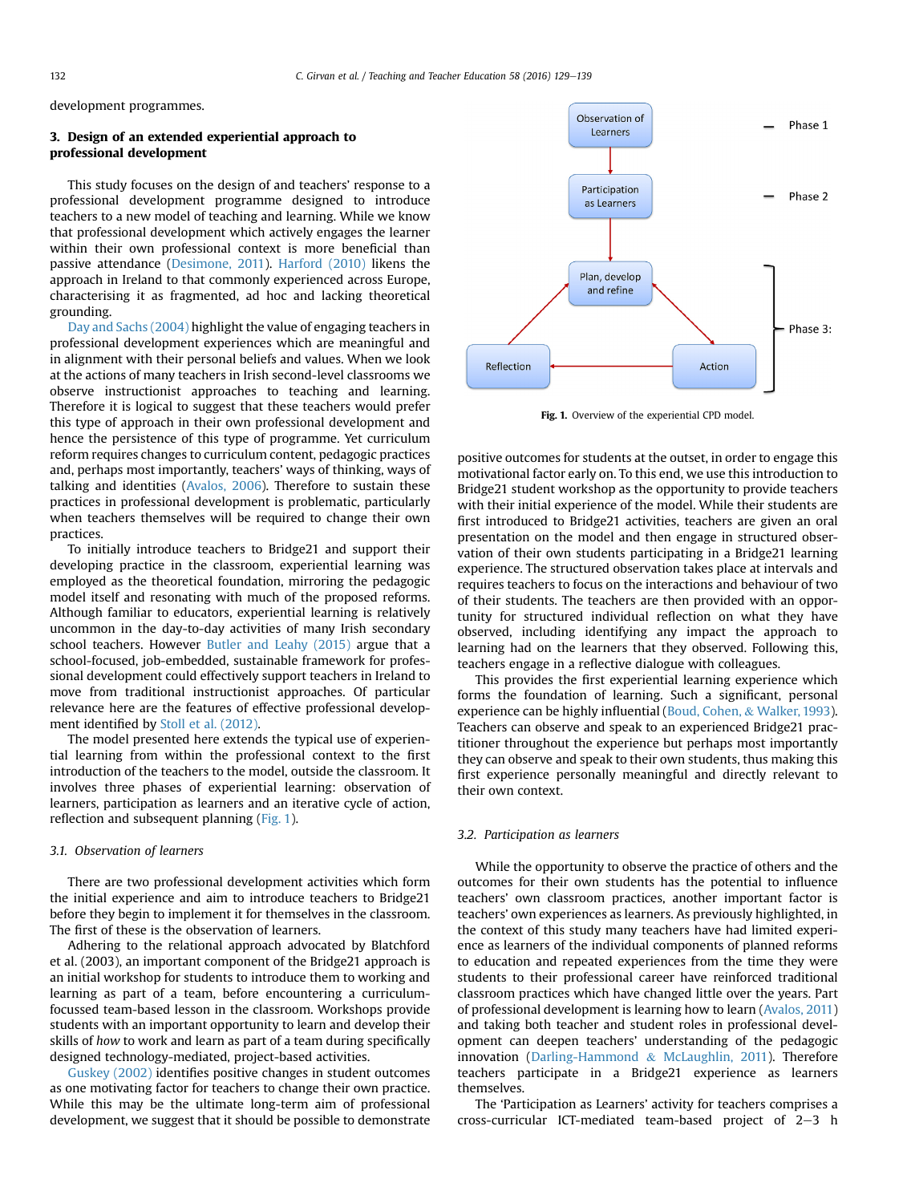development programmes.

## 3. Design of an extended experiential approach to professional development

This study focuses on the design of and teachers' response to a professional development programme designed to introduce teachers to a new model of teaching and learning. While we know that professional development which actively engages the learner within their own professional context is more beneficial than passive attendance (Desimone, 2011). Harford (2010) likens the approach in Ireland to that commonly experienced across Europe, characterising it as fragmented, ad hoc and lacking theoretical grounding.

Day and Sachs (2004) highlight the value of engaging teachers in professional development experiences which are meaningful and in alignment with their personal beliefs and values. When we look at the actions of many teachers in Irish second-level classrooms we observe instructionist approaches to teaching and learning. Therefore it is logical to suggest that these teachers would prefer this type of approach in their own professional development and hence the persistence of this type of programme. Yet curriculum reform requires changes to curriculum content, pedagogic practices and, perhaps most importantly, teachers' ways of thinking, ways of talking and identities (Avalos, 2006). Therefore to sustain these practices in professional development is problematic, particularly when teachers themselves will be required to change their own practices.

To initially introduce teachers to Bridge21 and support their developing practice in the classroom, experiential learning was employed as the theoretical foundation, mirroring the pedagogic model itself and resonating with much of the proposed reforms. Although familiar to educators, experiential learning is relatively uncommon in the day-to-day activities of many Irish secondary school teachers. However Butler and Leahy (2015) argue that a school-focused, job-embedded, sustainable framework for professional development could effectively support teachers in Ireland to move from traditional instructionist approaches. Of particular relevance here are the features of effective professional development identified by Stoll et al. (2012).

The model presented here extends the typical use of experiential learning from within the professional context to the first introduction of the teachers to the model, outside the classroom. It involves three phases of experiential learning: observation of learners, participation as learners and an iterative cycle of action, reflection and subsequent planning (Fig. 1).

Observation of Learners → Participation as Learners → Plan, develop and refine → Action → Reflection → Plan, develop and refine (Phase 1; Phase 2; Phase 3)

**Fig. 1.** Overview of the experiential CPD model.

### 3.1. Observation of learners

There are two professional development activities which form the initial experience and aim to introduce teachers to Bridge21 before they begin to implement it for themselves in the classroom. The first of these is the observation of learners.

Adhering to the relational approach advocated by Blatchford et al. (2003), an important component of the Bridge21 approach is an initial workshop for students to introduce them to working and learning as part of a team, before encountering a curriculum-focussed team-based lesson in the classroom. Workshops provide students with an important opportunity to learn and develop their skills of *how* to work and learn as part of a team during specifically designed technology-mediated, project-based activities.

Guskey (2002) identifies positive changes in student outcomes as one motivating factor for teachers to change their own practice. While this may be the ultimate long-term aim of professional development, we suggest that it should be possible to demonstrate positive outcomes for students at the outset, in order to engage this motivational factor early on. To this end, we use this introduction to Bridge21 student workshop as the opportunity to provide teachers with their initial experience of the model. While their students are first introduced to Bridge21 activities, teachers are given an oral presentation on the model and then engage in structured observation of their own students participating in a Bridge21 learning experience. The structured observation takes place at intervals and requires teachers to focus on the interactions and behaviour of two of their students. The teachers are then provided with an opportunity for structured individual reflection on what they have observed, including identifying any impact the approach to learning had on the learners that they observed. Following this, teachers engage in a reflective dialogue with colleagues.

This provides the first experiential learning experience which forms the foundation of learning. Such a significant, personal experience can be highly influential (Boud, Cohen, & Walker, 1993). Teachers can observe and speak to an experienced Bridge21 practitioner throughout the experience but perhaps most importantly they can observe and speak to their own students, thus making this first experience personally meaningful and directly relevant to their own context.

### 3.2. Participation as learners

While the opportunity to observe the practice of others and the outcomes for their own students has the potential to influence teachers' own classroom practices, another important factor is teachers' own experiences as learners. As previously highlighted, in the context of this study many teachers have had limited experience as learners of the individual components of planned reforms to education and repeated experiences from the time they were students to their professional career have reinforced traditional classroom practices which have changed little over the years. Part of professional development is learning how to learn (Avalos, 2011) and taking both teacher and student roles in professional development can deepen teachers' understanding of the pedagogic innovation (Darling-Hammond & McLaughlin, 2011). Therefore teachers participate in a Bridge21 experience as learners themselves.

The 'Participation as Learners' activity for teachers comprises a cross-curricular ICT-mediated team-based project of 2–3 h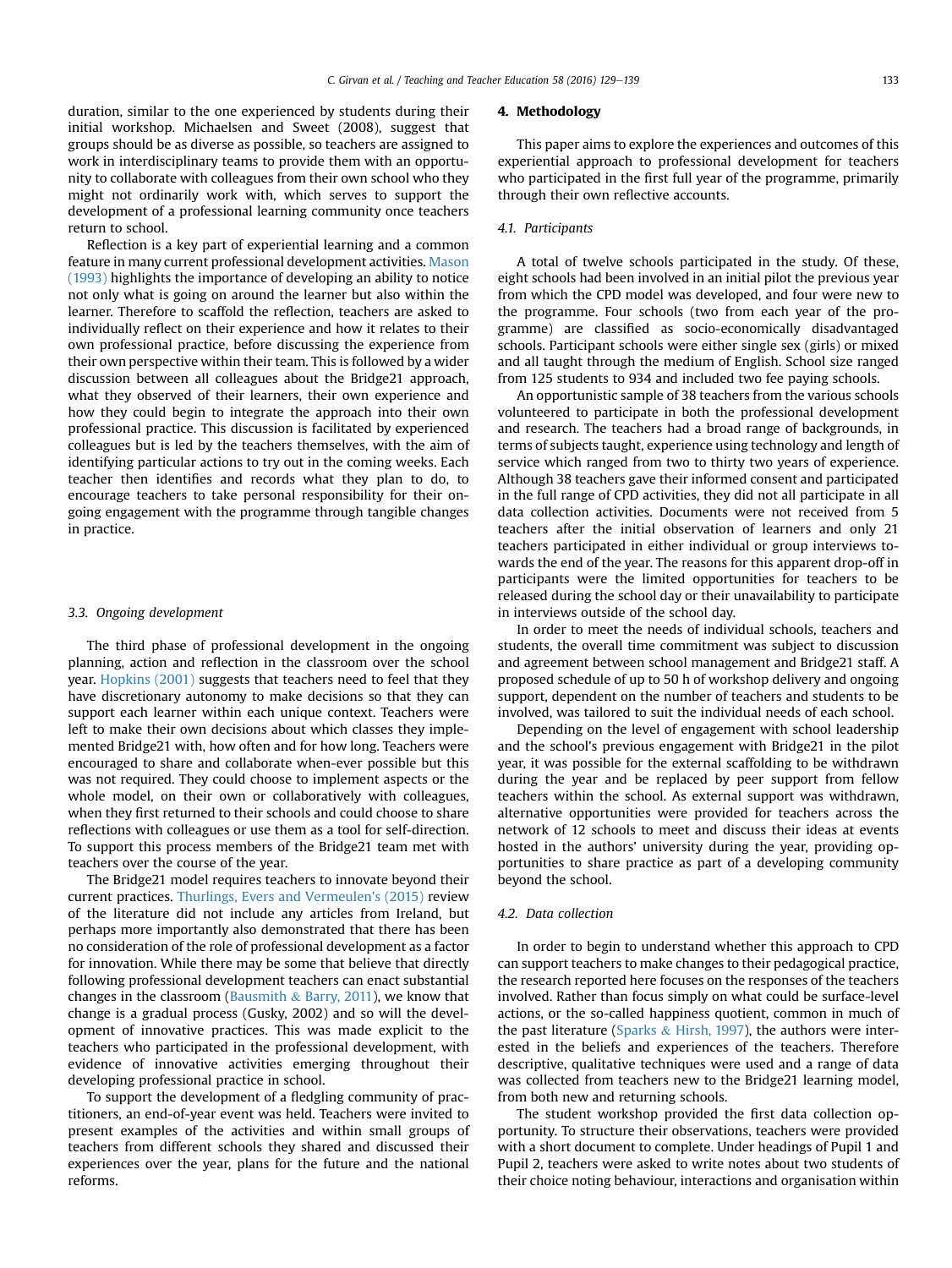duration, similar to the one experienced by students during their initial workshop. Michaelsen and Sweet (2008), suggest that groups should be as diverse as possible, so teachers are assigned to work in interdisciplinary teams to provide them with an opportunity to collaborate with colleagues from their own school who they might not ordinarily work with, which serves to support the development of a professional learning community once teachers return to school.

Reflection is a key part of experiential learning and a common feature in many current professional development activities. Mason (1993) highlights the importance of developing an ability to notice not only what is going on around the learner but also within the learner. Therefore to scaffold the reflection, teachers are asked to individually reflect on their experience and how it relates to their own professional practice, before discussing the experience from their own perspective within their team. This is followed by a wider discussion between all colleagues about the Bridge21 approach, what they observed of their learners, their own experience and how they could begin to integrate the approach into their own professional practice. This discussion is facilitated by experienced colleagues but is led by the teachers themselves, with the aim of identifying particular actions to try out in the coming weeks. Each teacher then identifies and records what they plan to do, to encourage teachers to take personal responsibility for their ongoing engagement with the programme through tangible changes in practice.

### 3.3. Ongoing development

The third phase of professional development in the ongoing planning, action and reflection in the classroom over the school year. Hopkins (2001) suggests that teachers need to feel that they have discretionary autonomy to make decisions so that they can support each learner within each unique context. Teachers were left to make their own decisions about which classes they implemented Bridge21 with, how often and for how long. Teachers were encouraged to share and collaborate when-ever possible but this was not required. They could choose to implement aspects or the whole model, on their own or collaboratively with colleagues, when they first returned to their schools and could choose to share reflections with colleagues or use them as a tool for self-direction. To support this process members of the Bridge21 team met with teachers over the course of the year.

The Bridge21 model requires teachers to innovate beyond their current practices. Thurlings, Evers and Vermeulen's (2015) review of the literature did not include any articles from Ireland, but perhaps more importantly also demonstrated that there has been no consideration of the role of professional development as a factor for innovation. While there may be some that believe that directly following professional development teachers can enact substantial changes in the classroom (Bausmith & Barry, 2011), we know that change is a gradual process (Gusky, 2002) and so will the development of innovative practices. This was made explicit to the teachers who participated in the professional development, with evidence of innovative activities emerging throughout their developing professional practice in school.

To support the development of a fledgling community of practitioners, an end-of-year event was held. Teachers were invited to present examples of the activities and within small groups of teachers from different schools they shared and discussed their experiences over the year, plans for the future and the national reforms.

## 4. Methodology

This paper aims to explore the experiences and outcomes of this experiential approach to professional development for teachers who participated in the first full year of the programme, primarily through their own reflective accounts.

### 4.1. Participants

A total of twelve schools participated in the study. Of these, eight schools had been involved in an initial pilot the previous year from which the CPD model was developed, and four were new to the programme. Four schools (two from each year of the programme) are classified as socio-economically disadvantaged schools. Participant schools were either single sex (girls) or mixed and all taught through the medium of English. School size ranged from 125 students to 934 and included two fee paying schools.

An opportunistic sample of 38 teachers from the various schools volunteered to participate in both the professional development and research. The teachers had a broad range of backgrounds, in terms of subjects taught, experience using technology and length of service which ranged from two to thirty two years of experience. Although 38 teachers gave their informed consent and participated in the full range of CPD activities, they did not all participate in all data collection activities. Documents were not received from 5 teachers after the initial observation of learners and only 21 teachers participated in either individual or group interviews towards the end of the year. The reasons for this apparent drop-off in participants were the limited opportunities for teachers to be released during the school day or their unavailability to participate in interviews outside of the school day.

In order to meet the needs of individual schools, teachers and students, the overall time commitment was subject to discussion and agreement between school management and Bridge21 staff. A proposed schedule of up to 50 h of workshop delivery and ongoing support, dependent on the number of teachers and students to be involved, was tailored to suit the individual needs of each school.

Depending on the level of engagement with school leadership and the school's previous engagement with Bridge21 in the pilot year, it was possible for the external scaffolding to be withdrawn during the year and be replaced by peer support from fellow teachers within the school. As external support was withdrawn, alternative opportunities were provided for teachers across the network of 12 schools to meet and discuss their ideas at events hosted in the authors' university during the year, providing opportunities to share practice as part of a developing community beyond the school.

### 4.2. Data collection

In order to begin to understand whether this approach to CPD can support teachers to make changes to their pedagogical practice, the research reported here focuses on the responses of the teachers involved. Rather than focus simply on what could be surface-level actions, or the so-called happiness quotient, common in much of the past literature (Sparks & Hirsh, 1997), the authors were interested in the beliefs and experiences of the teachers. Therefore descriptive, qualitative techniques were used and a range of data was collected from teachers new to the Bridge21 learning model, from both new and returning schools.

The student workshop provided the first data collection opportunity. To structure their observations, teachers were provided with a short document to complete. Under headings of Pupil 1 and Pupil 2, teachers were asked to write notes about two students of their choice noting behaviour, interactions and organisation within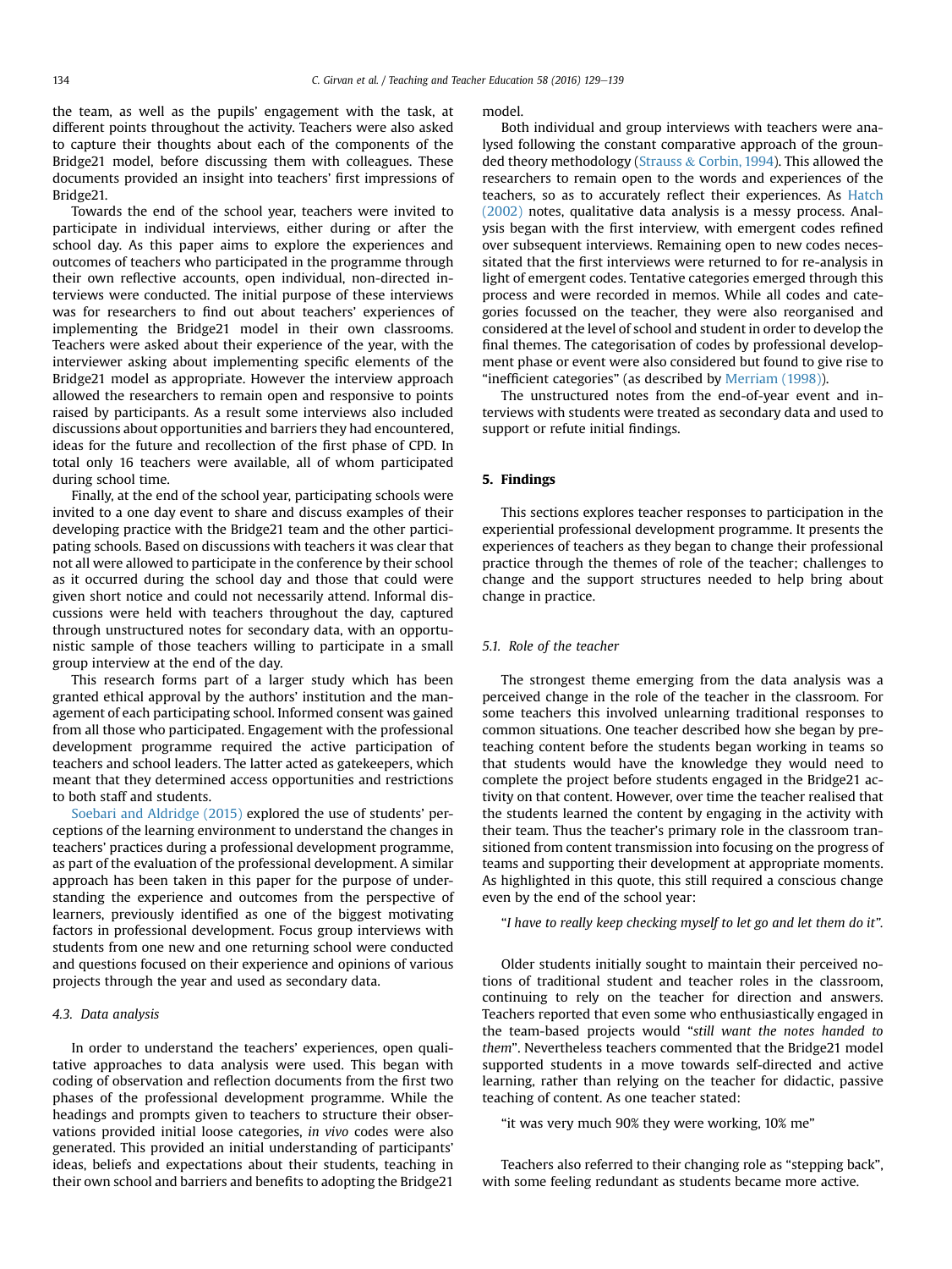the team, as well as the pupils' engagement with the task, at different points throughout the activity. Teachers were also asked to capture their thoughts about each of the components of the Bridge21 model, before discussing them with colleagues. These documents provided an insight into teachers' first impressions of Bridge21.

Towards the end of the school year, teachers were invited to participate in individual interviews, either during or after the school day. As this paper aims to explore the experiences and outcomes of teachers who participated in the programme through their own reflective accounts, open individual, non-directed interviews were conducted. The initial purpose of these interviews was for researchers to find out about teachers' experiences of implementing the Bridge21 model in their own classrooms. Teachers were asked about their experience of the year, with the interviewer asking about implementing specific elements of the Bridge21 model as appropriate. However the interview approach allowed the researchers to remain open and responsive to points raised by participants. As a result some interviews also included discussions about opportunities and barriers they had encountered, ideas for the future and recollection of the first phase of CPD. In total only 16 teachers were available, all of whom participated during school time.

Finally, at the end of the school year, participating schools were invited to a one day event to share and discuss examples of their developing practice with the Bridge21 team and the other participating schools. Based on discussions with teachers it was clear that not all were allowed to participate in the conference by their school as it occurred during the school day and those that could were given short notice and could not necessarily attend. Informal discussions were held with teachers throughout the day, captured through unstructured notes for secondary data, with an opportunistic sample of those teachers willing to participate in a small group interview at the end of the day.

This research forms part of a larger study which has been granted ethical approval by the authors' institution and the management of each participating school. Informed consent was gained from all those who participated. Engagement with the professional development programme required the active participation of teachers and school leaders. The latter acted as gatekeepers, which meant that they determined access opportunities and restrictions to both staff and students.

Soebari and Aldridge (2015) explored the use of students' perceptions of the learning environment to understand the changes in teachers' practices during a professional development programme, as part of the evaluation of the professional development. A similar approach has been taken in this paper for the purpose of understanding the experience and outcomes from the perspective of learners, previously identified as one of the biggest motivating factors in professional development. Focus group interviews with students from one new and one returning school were conducted and questions focused on their experience and opinions of various projects through the year and used as secondary data.

### 4.3. Data analysis

In order to understand the teachers' experiences, open qualitative approaches to data analysis were used. This began with coding of observation and reflection documents from the first two phases of the professional development programme. While the headings and prompts given to teachers to structure their observations provided initial loose categories, *in vivo* codes were also generated. This provided an initial understanding of participants' ideas, beliefs and expectations about their students, teaching in their own school and barriers and benefits to adopting the Bridge21 model.

Both individual and group interviews with teachers were analysed following the constant comparative approach of the grounded theory methodology (Strauss & Corbin, 1994). This allowed the researchers to remain open to the words and experiences of the teachers, so as to accurately reflect their experiences. As Hatch (2002) notes, qualitative data analysis is a messy process. Analysis began with the first interview, with emergent codes refined over subsequent interviews. Remaining open to new codes necessitated that the first interviews were returned to for re-analysis in light of emergent codes. Tentative categories emerged through this process and were recorded in memos. While all codes and categories focussed on the teacher, they were also reorganised and considered at the level of school and student in order to develop the final themes. The categorisation of codes by professional development phase or event were also considered but found to give rise to "inefficient categories" (as described by Merriam (1998)).

The unstructured notes from the end-of-year event and interviews with students were treated as secondary data and used to support or refute initial findings.

## 5. Findings

This sections explores teacher responses to participation in the experiential professional development programme. It presents the experiences of teachers as they began to change their professional practice through the themes of role of the teacher; challenges to change and the support structures needed to help bring about change in practice.

### 5.1. Role of the teacher

The strongest theme emerging from the data analysis was a perceived change in the role of the teacher in the classroom. For some teachers this involved unlearning traditional responses to common situations. One teacher described how she began by pre-teaching content before the students began working in teams so that students would have the knowledge they would need to complete the project before students engaged in the Bridge21 activity on that content. However, over time the teacher realised that the students learned the content by engaging in the activity with their team. Thus the teacher's primary role in the classroom transitioned from content transmission into focusing on the progress of teams and supporting their development at appropriate moments. As highlighted in this quote, this still required a conscious change even by the end of the school year:

"*I have to really keep checking myself to let go and let them do it*".

Older students initially sought to maintain their perceived notions of traditional student and teacher roles in the classroom, continuing to rely on the teacher for direction and answers. Teachers reported that even some who enthusiastically engaged in the team-based projects would "*still want the notes handed to them*". Nevertheless teachers commented that the Bridge21 model supported students in a move towards self-directed and active learning, rather than relying on the teacher for didactic, passive teaching of content. As one teacher stated:

"it was very much 90% they were working, 10% me"

Teachers also referred to their changing role as "stepping back", with some feeling redundant as students became more active.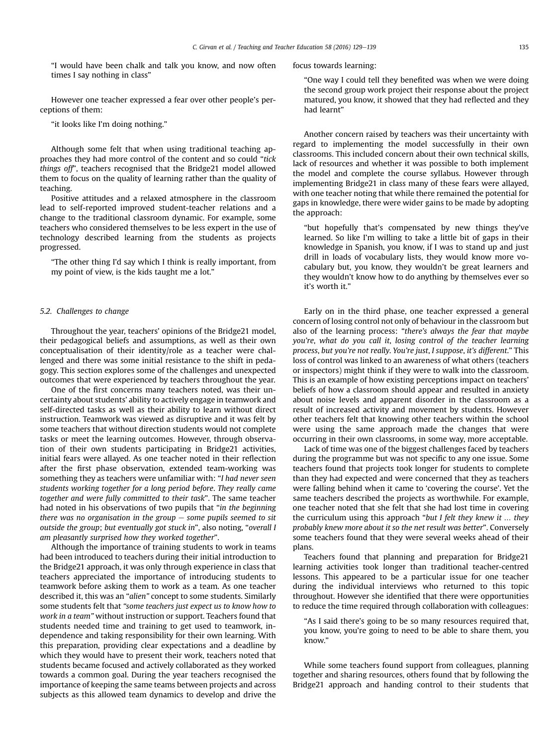"I would have been chalk and talk you know, and now often times I say nothing in class"

However one teacher expressed a fear over other people's perceptions of them:

"it looks like I'm doing nothing."

Although some felt that when using traditional teaching approaches they had more control of the content and so could "*tick things off*", teachers recognised that the Bridge21 model allowed them to focus on the quality of learning rather than the quality of teaching.

Positive attitudes and a relaxed atmosphere in the classroom lead to self-reported improved student-teacher relations and a change to the traditional classroom dynamic. For example, some teachers who considered themselves to be less expert in the use of technology described learning from the students as projects progressed.

"The other thing I'd say which I think is really important, from my point of view, is the kids taught me a lot."

### 5.2. Challenges to change

Throughout the year, teachers' opinions of the Bridge21 model, their pedagogical beliefs and assumptions, as well as their own conceptualisation of their identity/role as a teacher were challenged and there was some initial resistance to the shift in pedagogy. This section explores some of the challenges and unexpected outcomes that were experienced by teachers throughout the year.

One of the first concerns many teachers noted, was their uncertainty about students' ability to actively engage in teamwork and self-directed tasks as well as their ability to learn without direct instruction. Teamwork was viewed as disruptive and it was felt by some teachers that without direction students would not complete tasks or meet the learning outcomes. However, through observation of their own students participating in Bridge21 activities, initial fears were allayed. As one teacher noted in their reflection after the first phase observation, extended team-working was something they as teachers were unfamiliar with: "*I had never seen students working together for a long period before. They really came together and were fully committed to their task*". The same teacher had noted in his observations of two pupils that "*in the beginning there was no organisation in the group – some pupils seemed to sit outside the group; but eventually got stuck in*", also noting, "*overall I am pleasantly surprised how they worked together*".

Although the importance of training students to work in teams had been introduced to teachers during their initial introduction to the Bridge21 approach, it was only through experience in class that teachers appreciated the importance of introducing students to teamwork before asking them to work as a team. As one teacher described it, this was an "*alien*" concept to some students. Similarly some students felt that "*some teachers just expect us to know how to work in a team*" without instruction or support. Teachers found that students needed time and training to get used to teamwork, independence and taking responsibility for their own learning. With this preparation, providing clear expectations and a deadline by which they would have to present their work, teachers noted that students became focused and actively collaborated as they worked towards a common goal. During the year teachers recognised the importance of keeping the same teams between projects and across subjects as this allowed team dynamics to develop and drive the focus towards learning:

"One way I could tell they benefited was when we were doing the second group work project their response about the project matured, you know, it showed that they had reflected and they had learnt"

Another concern raised by teachers was their uncertainty with regard to implementing the model successfully in their own classrooms. This included concern about their own technical skills, lack of resources and whether it was possible to both implement the model and complete the course syllabus. However through implementing Bridge21 in class many of these fears were allayed, with one teacher noting that while there remained the potential for gaps in knowledge, there were wider gains to be made by adopting the approach:

"but hopefully that's compensated by new things they've learned. So like I'm willing to take a little bit of gaps in their knowledge in Spanish, you know, if I was to stand up and just drill in loads of vocabulary lists, they would know more vocabulary but, you know, they wouldn't be great learners and they wouldn't know how to do anything by themselves ever so it's worth it."

Early on in the third phase, one teacher expressed a general concern of losing control not only of behaviour in the classroom but also of the learning process: "*there's always the fear that maybe you're, what do you call it, losing control of the teacher learning process, but you're not really. You're just, I suppose, it's different.*" This loss of control was linked to an awareness of what others (teachers or inspectors) might think if they were to walk into the classroom. This is an example of how existing perceptions impact on teachers' beliefs of how a classroom should appear and resulted in anxiety about noise levels and apparent disorder in the classroom as a result of increased activity and movement by students. However other teachers felt that knowing other teachers within the school were using the same approach made the changes that were occurring in their own classrooms, in some way, more acceptable.

Lack of time was one of the biggest challenges faced by teachers during the programme but was not specific to any one issue. Some teachers found that projects took longer for students to complete than they had expected and were concerned that they as teachers were falling behind when it came to 'covering the course'. Yet the same teachers described the projects as worthwhile. For example, one teacher noted that she felt that she had lost time in covering the curriculum using this approach "*but I felt they knew it … they probably knew more about it so the net result was better*". Conversely some teachers found that they were several weeks ahead of their plans.

Teachers found that planning and preparation for Bridge21 learning activities took longer than traditional teacher-centred lessons. This appeared to be a particular issue for one teacher during the individual interviews who returned to this topic throughout. However she identified that there were opportunities to reduce the time required through collaboration with colleagues:

"As I said there's going to be so many resources required that, you know, you're going to need to be able to share them, you know."

While some teachers found support from colleagues, planning together and sharing resources, others found that by following the Bridge21 approach and handing control to their students that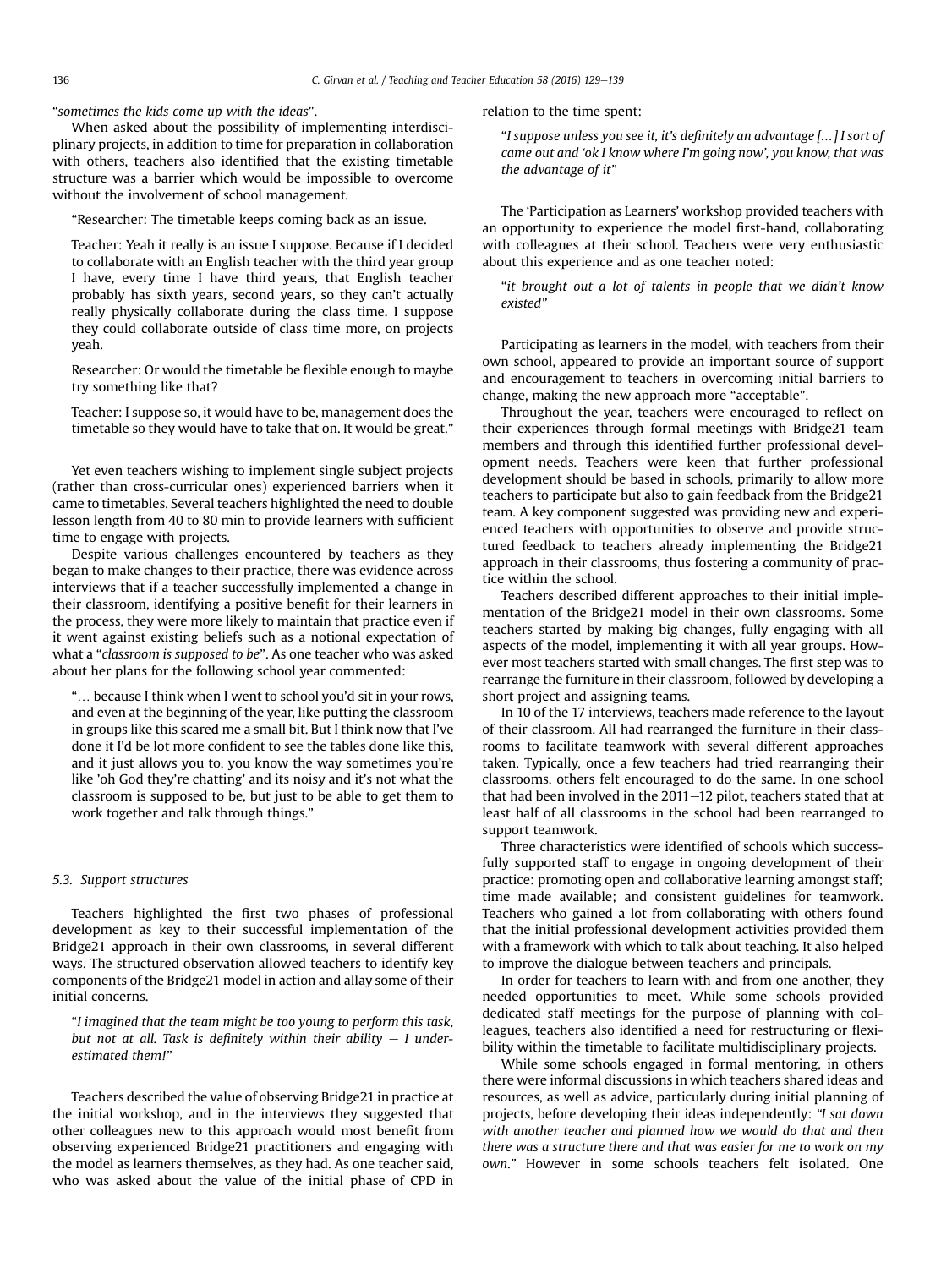"*sometimes the kids come up with the ideas*".

When asked about the possibility of implementing interdisciplinary projects, in addition to time for preparation in collaboration with others, teachers also identified that the existing timetable structure was a barrier which would be impossible to overcome without the involvement of school management.

> "Researcher: The timetable keeps coming back as an issue.
>
> Teacher: Yeah it really is an issue I suppose. Because if I decided to collaborate with an English teacher with the third year group I have, every time I have third years, that English teacher probably has sixth years, second years, so they can't actually really physically collaborate during the class time. I suppose they could collaborate outside of class time more, on projects yeah.
>
> Researcher: Or would the timetable be flexible enough to maybe try something like that?
>
> Teacher: I suppose so, it would have to be, management does the timetable so they would have to take that on. It would be great."

Yet even teachers wishing to implement single subject projects (rather than cross-curricular ones) experienced barriers when it came to timetables. Several teachers highlighted the need to double lesson length from 40 to 80 min to provide learners with sufficient time to engage with projects.

Despite various challenges encountered by teachers as they began to make changes to their practice, there was evidence across interviews that if a teacher successfully implemented a change in their classroom, identifying a positive benefit for their learners in the process, they were more likely to maintain that practice even if it went against existing beliefs such as a notional expectation of what a "*classroom is supposed to be*". As one teacher who was asked about her plans for the following school year commented:

> "… because I think when I went to school you'd sit in your rows, and even at the beginning of the year, like putting the classroom in groups like this scared me a small bit. But I think now that I've done it I'd be lot more confident to see the tables done like this, and it just allows you to, you know the way sometimes you're like 'oh God they're chatting' and its noisy and it's not what the classroom is supposed to be, but just to be able to get them to work together and talk through things."

### 5.3. Support structures

Teachers highlighted the first two phases of professional development as key to their successful implementation of the Bridge21 approach in their own classrooms, in several different ways. The structured observation allowed teachers to identify key components of the Bridge21 model in action and allay some of their initial concerns.

> "*I imagined that the team might be too young to perform this task, but not at all. Task is definitely within their ability – I underestimated them!*"

Teachers described the value of observing Bridge21 in practice at the initial workshop, and in the interviews they suggested that other colleagues new to this approach would most benefit from observing experienced Bridge21 practitioners and engaging with the model as learners themselves, as they had. As one teacher said, who was asked about the value of the initial phase of CPD in relation to the time spent:

> "*I suppose unless you see it, it's definitely an advantage […] I sort of came out and 'ok I know where I'm going now', you know, that was the advantage of it*"

The 'Participation as Learners' workshop provided teachers with an opportunity to experience the model first-hand, collaborating with colleagues at their school. Teachers were very enthusiastic about this experience and as one teacher noted:

> "*it brought out a lot of talents in people that we didn't know existed*"

Participating as learners in the model, with teachers from their own school, appeared to provide an important source of support and encouragement to teachers in overcoming initial barriers to change, making the new approach more "acceptable".

Throughout the year, teachers were encouraged to reflect on their experiences through formal meetings with Bridge21 team members and through this identified further professional development needs. Teachers were keen that further professional development should be based in schools, primarily to allow more teachers to participate but also to gain feedback from the Bridge21 team. A key component suggested was providing new and experienced teachers with opportunities to observe and provide structured feedback to teachers already implementing the Bridge21 approach in their classrooms, thus fostering a community of practice within the school.

Teachers described different approaches to their initial implementation of the Bridge21 model in their own classrooms. Some teachers started by making big changes, fully engaging with all aspects of the model, implementing it with all year groups. However most teachers started with small changes. The first step was to rearrange the furniture in their classroom, followed by developing a short project and assigning teams.

In 10 of the 17 interviews, teachers made reference to the layout of their classroom. All had rearranged the furniture in their classrooms to facilitate teamwork with several different approaches taken. Typically, once a few teachers had tried rearranging their classrooms, others felt encouraged to do the same. In one school that had been involved in the 2011–12 pilot, teachers stated that at least half of all classrooms in the school had been rearranged to support teamwork.

Three characteristics were identified of schools which successfully supported staff to engage in ongoing development of their practice: promoting open and collaborative learning amongst staff; time made available; and consistent guidelines for teamwork. Teachers who gained a lot from collaborating with others found that the initial professional development activities provided them with a framework with which to talk about teaching. It also helped to improve the dialogue between teachers and principals.

In order for teachers to learn with and from one another, they needed opportunities to meet. While some schools provided dedicated staff meetings for the purpose of planning with colleagues, teachers also identified a need for restructuring or flexibility within the timetable to facilitate multidisciplinary projects.

While some schools engaged in formal mentoring, in others there were informal discussions in which teachers shared ideas and resources, as well as advice, particularly during initial planning of projects, before developing their ideas independently: *"I sat down with another teacher and planned how we would do that and then there was a structure there and that was easier for me to work on my own."* However in some schools teachers felt isolated. One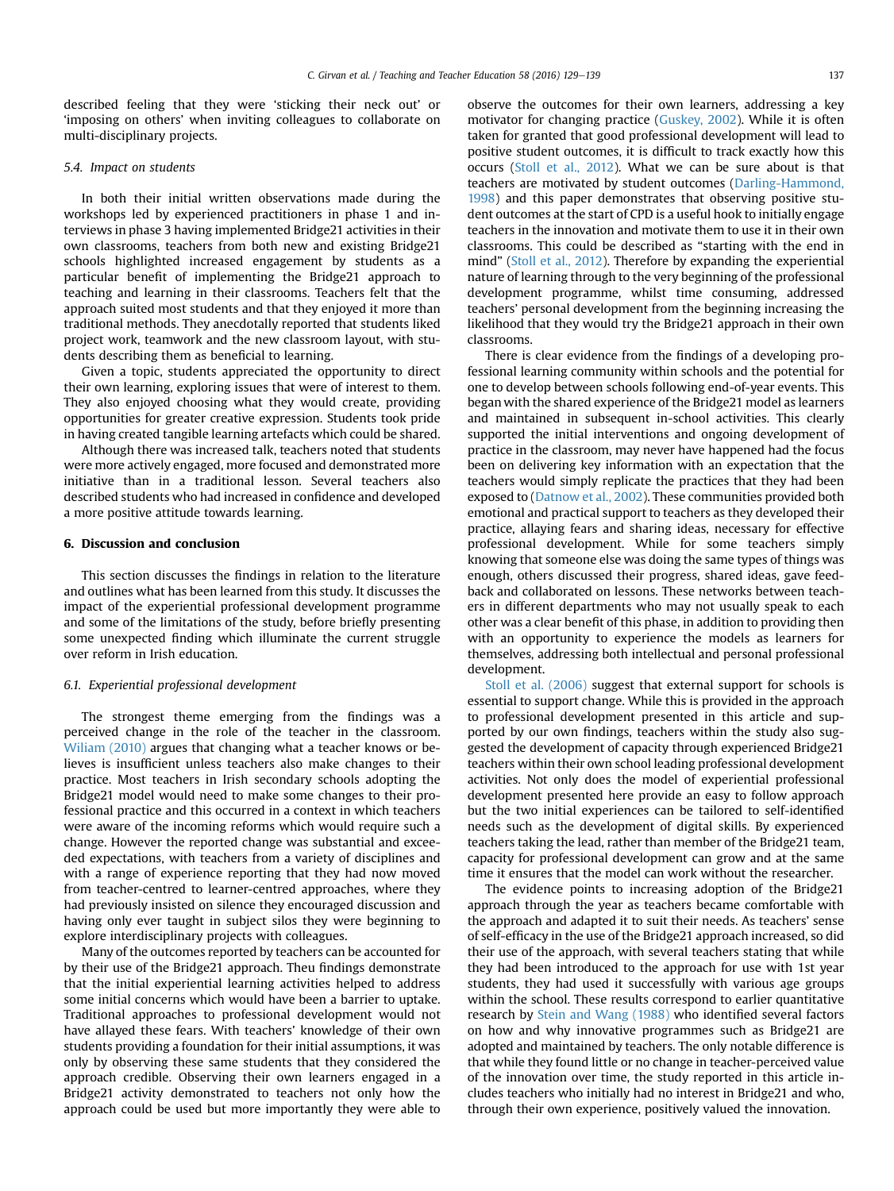described feeling that they were 'sticking their neck out' or 'imposing on others' when inviting colleagues to collaborate on multi-disciplinary projects.

### 5.4. Impact on students

In both their initial written observations made during the workshops led by experienced practitioners in phase 1 and interviews in phase 3 having implemented Bridge21 activities in their own classrooms, teachers from both new and existing Bridge21 schools highlighted increased engagement by students as a particular benefit of implementing the Bridge21 approach to teaching and learning in their classrooms. Teachers felt that the approach suited most students and that they enjoyed it more than traditional methods. They anecdotally reported that students liked project work, teamwork and the new classroom layout, with students describing them as beneficial to learning.

Given a topic, students appreciated the opportunity to direct their own learning, exploring issues that were of interest to them. They also enjoyed choosing what they would create, providing opportunities for greater creative expression. Students took pride in having created tangible learning artefacts which could be shared.

Although there was increased talk, teachers noted that students were more actively engaged, more focused and demonstrated more initiative than in a traditional lesson. Several teachers also described students who had increased in confidence and developed a more positive attitude towards learning.

## 6. Discussion and conclusion

This section discusses the findings in relation to the literature and outlines what has been learned from this study. It discusses the impact of the experiential professional development programme and some of the limitations of the study, before briefly presenting some unexpected finding which illuminate the current struggle over reform in Irish education.

### 6.1. Experiential professional development

The strongest theme emerging from the findings was a perceived change in the role of the teacher in the classroom. Wiliam (2010) argues that changing what a teacher knows or believes is insufficient unless teachers also make changes to their practice. Most teachers in Irish secondary schools adopting the Bridge21 model would need to make some changes to their professional practice and this occurred in a context in which teachers were aware of the incoming reforms which would require such a change. However the reported change was substantial and exceeded expectations, with teachers from a variety of disciplines and with a range of experience reporting that they had now moved from teacher-centred to learner-centred approaches, where they had previously insisted on silence they encouraged discussion and having only ever taught in subject silos they were beginning to explore interdisciplinary projects with colleagues.

Many of the outcomes reported by teachers can be accounted for by their use of the Bridge21 approach. Theu findings demonstrate that the initial experiential learning activities helped to address some initial concerns which would have been a barrier to uptake. Traditional approaches to professional development would not have allayed these fears. With teachers' knowledge of their own students providing a foundation for their initial assumptions, it was only by observing these same students that they considered the approach credible. Observing their own learners engaged in a Bridge21 activity demonstrated to teachers not only how the approach could be used but more importantly they were able to observe the outcomes for their own learners, addressing a key motivator for changing practice (Guskey, 2002). While it is often taken for granted that good professional development will lead to positive student outcomes, it is difficult to track exactly how this occurs (Stoll et al., 2012). What we can be sure about is that teachers are motivated by student outcomes (Darling-Hammond, 1998) and this paper demonstrates that observing positive student outcomes at the start of CPD is a useful hook to initially engage teachers in the innovation and motivate them to use it in their own classrooms. This could be described as "starting with the end in mind" (Stoll et al., 2012). Therefore by expanding the experiential nature of learning through to the very beginning of the professional development programme, whilst time consuming, addressed teachers' personal development from the beginning increasing the likelihood that they would try the Bridge21 approach in their own classrooms.

There is clear evidence from the findings of a developing professional learning community within schools and the potential for one to develop between schools following end-of-year events. This began with the shared experience of the Bridge21 model as learners and maintained in subsequent in-school activities. This clearly supported the initial interventions and ongoing development of practice in the classroom, may never have happened had the focus been on delivering key information with an expectation that the teachers would simply replicate the practices that they had been exposed to (Datnow et al., 2002). These communities provided both emotional and practical support to teachers as they developed their practice, allaying fears and sharing ideas, necessary for effective professional development. While for some teachers simply knowing that someone else was doing the same types of things was enough, others discussed their progress, shared ideas, gave feedback and collaborated on lessons. These networks between teachers in different departments who may not usually speak to each other was a clear benefit of this phase, in addition to providing then with an opportunity to experience the models as learners for themselves, addressing both intellectual and personal professional development.

Stoll et al. (2006) suggest that external support for schools is essential to support change. While this is provided in the approach to professional development presented in this article and supported by our own findings, teachers within the study also suggested the development of capacity through experienced Bridge21 teachers within their own school leading professional development activities. Not only does the model of experiential professional development presented here provide an easy to follow approach but the two initial experiences can be tailored to self-identified needs such as the development of digital skills. By experienced teachers taking the lead, rather than member of the Bridge21 team, capacity for professional development can grow and at the same time it ensures that the model can work without the researcher.

The evidence points to increasing adoption of the Bridge21 approach through the year as teachers became comfortable with the approach and adapted it to suit their needs. As teachers' sense of self-efficacy in the use of the Bridge21 approach increased, so did their use of the approach, with several teachers stating that while they had been introduced to the approach for use with 1st year students, they had used it successfully with various age groups within the school. These results correspond to earlier quantitative research by Stein and Wang (1988) who identified several factors on how and why innovative programmes such as Bridge21 are adopted and maintained by teachers. The only notable difference is that while they found little or no change in teacher-perceived value of the innovation over time, the study reported in this article includes teachers who initially had no interest in Bridge21 and who, through their own experience, positively valued the innovation.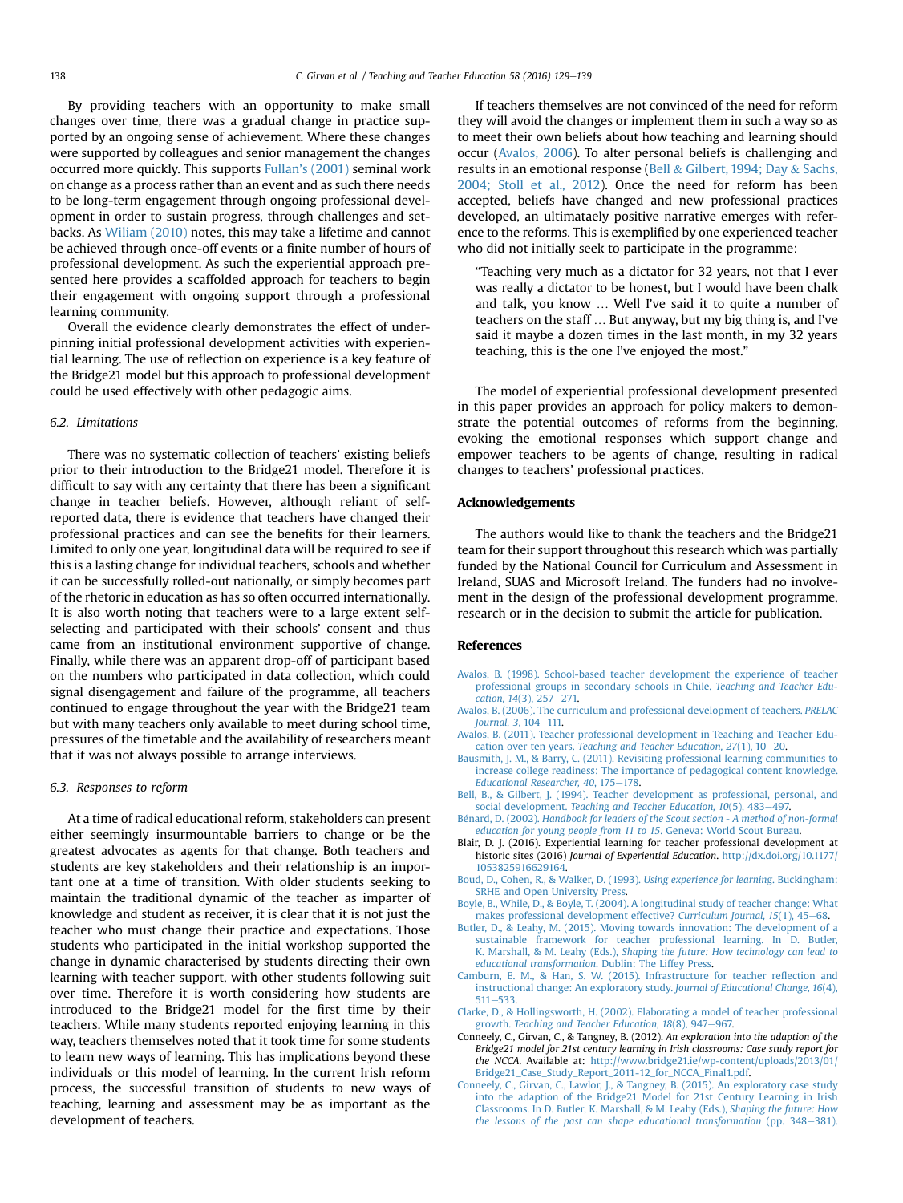By providing teachers with an opportunity to make small changes over time, there was a gradual change in practice supported by an ongoing sense of achievement. Where these changes were supported by colleagues and senior management the changes occurred more quickly. This supports Fullan's (2001) seminal work on change as a process rather than an event and as such there needs to be long-term engagement through ongoing professional development in order to sustain progress, through challenges and setbacks. As Wiliam (2010) notes, this may take a lifetime and cannot be achieved through once-off events or a finite number of hours of professional development. As such the experiential approach presented here provides a scaffolded approach for teachers to begin their engagement with ongoing support through a professional learning community.

Overall the evidence clearly demonstrates the effect of underpinning initial professional development activities with experiential learning. The use of reflection on experience is a key feature of the Bridge21 model but this approach to professional development could be used effectively with other pedagogic aims.

### 6.2. Limitations

There was no systematic collection of teachers' existing beliefs prior to their introduction to the Bridge21 model. Therefore it is difficult to say with any certainty that there has been a significant change in teacher beliefs. However, although reliant of self-reported data, there is evidence that teachers have changed their professional practices and can see the benefits for their learners. Limited to only one year, longitudinal data will be required to see if this is a lasting change for individual teachers, schools and whether it can be successfully rolled-out nationally, or simply becomes part of the rhetoric in education as has so often occurred internationally. It is also worth noting that teachers were to a large extent self-selecting and participated with their schools' consent and thus came from an institutional environment supportive of change. Finally, while there was an apparent drop-off of participant based on the numbers who participated in data collection, which could signal disengagement and failure of the programme, all teachers continued to engage throughout the year with the Bridge21 team but with many teachers only available to meet during school time, pressures of the timetable and the availability of researchers meant that it was not always possible to arrange interviews.

### 6.3. Responses to reform

At a time of radical educational reform, stakeholders can present either seemingly insurmountable barriers to change or be the greatest advocates as agents for that change. Both teachers and students are key stakeholders and their relationship is an important one at a time of transition. With older students seeking to maintain the traditional dynamic of the teacher as imparter of knowledge and student as receiver, it is clear that it is not just the teacher who must change their practice and expectations. Those students who participated in the initial workshop supported the change in dynamic characterised by students directing their own learning with teacher support, with other students following suit over time. Therefore it is worth considering how students are introduced to the Bridge21 model for the first time by their teachers. While many students reported enjoying learning in this way, teachers themselves noted that it took time for some students to learn new ways of learning. This has implications beyond these individuals or this model of learning. In the current Irish reform process, the successful transition of students to new ways of teaching, learning and assessment may be as important as the development of teachers.

If teachers themselves are not convinced of the need for reform they will avoid the changes or implement them in such a way so as to meet their own beliefs about how teaching and learning should occur (Avalos, 2006). To alter personal beliefs is challenging and results in an emotional response (Bell & Gilbert, 1994; Day & Sachs, 2004; Stoll et al., 2012). Once the need for reform has been accepted, beliefs have changed and new professional practices developed, an ultimataely positive narrative emerges with reference to the reforms. This is exemplified by one experienced teacher who did not initially seek to participate in the programme:

> "Teaching very much as a dictator for 32 years, not that I ever was really a dictator to be honest, but I would have been chalk and talk, you know … Well I've said it to quite a number of teachers on the staff … But anyway, but my big thing is, and I've said it maybe a dozen times in the last month, in my 32 years teaching, this is the one I've enjoyed the most."

The model of experiential professional development presented in this paper provides an approach for policy makers to demonstrate the potential outcomes of reforms from the beginning, evoking the emotional responses which support change and empower teachers to be agents of change, resulting in radical changes to teachers' professional practices.

## Acknowledgements

The authors would like to thank the teachers and the Bridge21 team for their support throughout this research which was partially funded by the National Council for Curriculum and Assessment in Ireland, SUAS and Microsoft Ireland. The funders had no involvement in the design of the professional development programme, research or in the decision to submit the article for publication.

## References

Avalos, B. (1998). School-based teacher development the experience of teacher professional groups in secondary schools in Chile. *Teaching and Teacher Education, 14*(3), 257–271.

Avalos, B. (2006). The curriculum and professional development of teachers. *PRELAC Journal, 3*, 104–111.

Avalos, B. (2011). Teacher professional development in Teaching and Teacher Education over ten years. *Teaching and Teacher Education, 27*(1), 10–20.

Bausmith, J. M., & Barry, C. (2011). Revisiting professional learning communities to increase college readiness: The importance of pedagogical content knowledge. *Educational Researcher, 40*, 175–178.

Bell, B., & Gilbert, J. (1994). Teacher development as professional, personal, and social development. *Teaching and Teacher Education, 10*(5), 483–497.

Bénard, D. (2002). *Handbook for leaders of the Scout section - A method of non-formal education for young people from 11 to 15*. Geneva: World Scout Bureau.

Blair, D. J. (2016). Experiential learning for teacher professional development at historic sites (2016) *Journal of Experiential Education*. http://dx.doi.org/10.1177/1053825916629164.

Boud, D., Cohen, R., & Walker, D. (1993). *Using experience for learning*. Buckingham: SRHE and Open University Press.

Boyle, B., While, D., & Boyle, T. (2004). A longitudinal study of teacher change: What makes professional development effective? *Curriculum Journal, 15*(1), 45–68.

Butler, D., & Leahy, M. (2015). Moving towards innovation: The development of a sustainable framework for teacher professional learning. In D. Butler, K. Marshall, & M. Leahy (Eds.), *Shaping the future: How technology can lead to educational transformation*. Dublin: The Liffey Press.

Camburn, E. M., & Han, S. W. (2015). Infrastructure for teacher reflection and instructional change: An exploratory study. *Journal of Educational Change, 16*(4), 511–533.

Clarke, D., & Hollingsworth, H. (2002). Elaborating a model of teacher professional growth. *Teaching and Teacher Education, 18*(8), 947–967.

Conneely, C., Girvan, C., & Tangney, B. (2012). *An exploration into the adaption of the Bridge21 model for 21st century learning in Irish classrooms: Case study report for the NCCA*. Available at: http://www.bridge21.ie/wp-content/uploads/2013/01/Bridge21_Case_Study_Report_2011-12_for_NCCA_Final1.pdf.

Conneely, C., Girvan, C., Lawlor, J., & Tangney, B. (2015). An exploratory case study into the adaption of the Bridge21 Model for 21st Century Learning in Irish Classrooms. In D. Butler, K. Marshall, & M. Leahy (Eds.), *Shaping the future: How the lessons of the past can shape educational transformation* (pp. 348–381).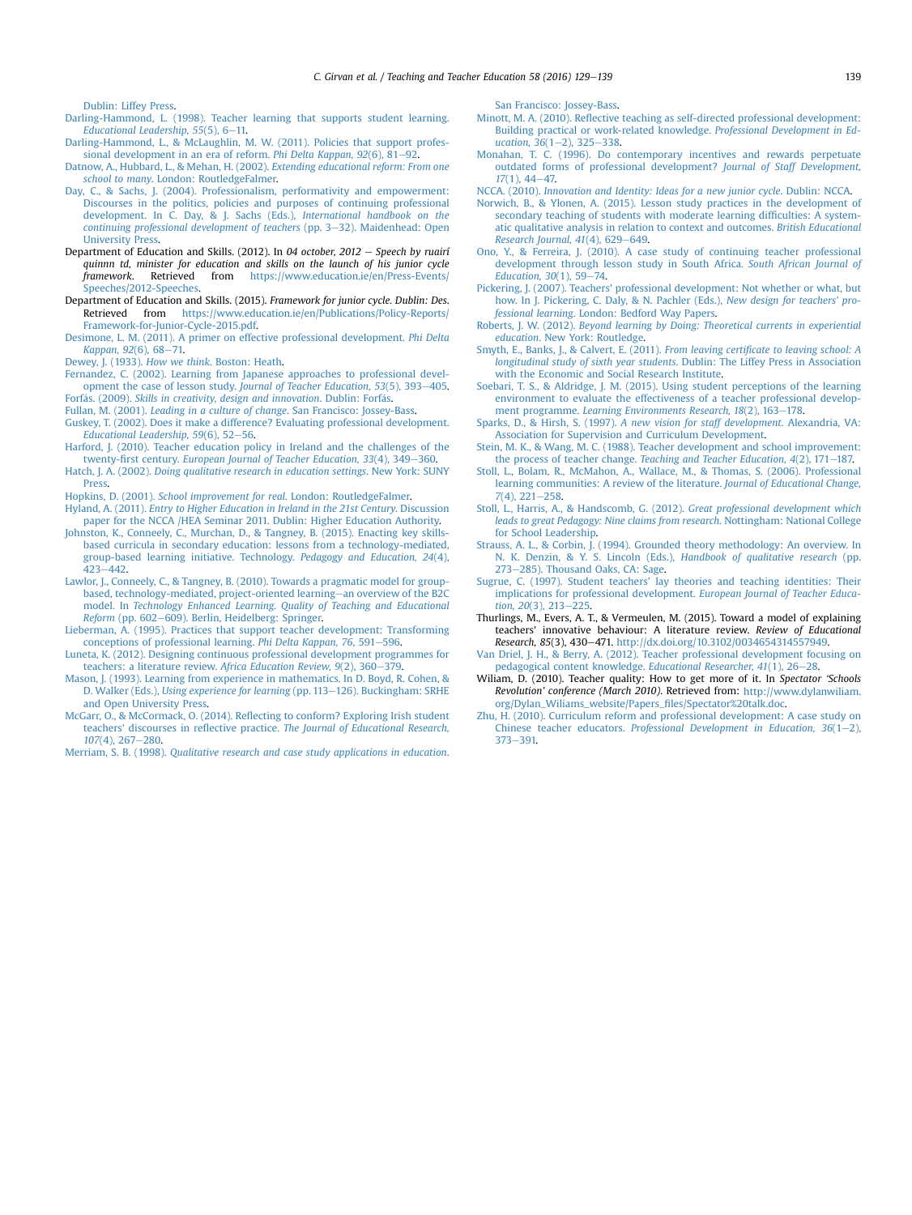Dublin: Liffey Press.

Darling-Hammond, L. (1998). Teacher learning that supports student learning. *Educational Leadership, 55*(5), 6–11.

Darling-Hammond, L., & McLaughlin, M. W. (2011). Policies that support professional development in an era of reform. *Phi Delta Kappan, 92*(6), 81–92.

Datnow, A., Hubbard, L., & Mehan, H. (2002). *Extending educational reform: From one school to many*. London: RoutledgeFalmer.

Day, C., & Sachs, J. (2004). Professionalism, performativity and empowerment: Discourses in the politics, policies and purposes of continuing professional development. In C. Day, & J. Sachs (Eds.), *International handbook on the continuing professional development of teachers* (pp. 3–32). Maidenhead: Open University Press.

Department of Education and Skills. (2012). In *04 october, 2012 – Speech by ruairí quinnn td, minister for education and skills on the launch of his junior cycle framework*. Retrieved from https://www.education.ie/en/Press-Events/Speeches/2012-Speeches.

Department of Education and Skills. (2015). *Framework for junior cycle. Dublin: Des*. Retrieved from https://www.education.ie/en/Publications/Policy-Reports/Framework-for-Junior-Cycle-2015.pdf.

Desimone, L. M. (2011). A primer on effective professional development. *Phi Delta Kappan, 92*(6), 68–71.

Dewey, J. (1933). *How we think*. Boston: Heath.

Fernandez, C. (2002). Learning from Japanese approaches to professional development the case of lesson study. *Journal of Teacher Education, 53*(5), 393–405.

Forfás. (2009). *Skills in creativity, design and innovation*. Dublin: Forfás.

Fullan, M. (2001). *Leading in a culture of change*. San Francisco: Jossey-Bass.

Guskey, T. (2002). Does it make a difference? Evaluating professional development. *Educational Leadership, 59*(6), 52–56.

Harford, J. (2010). Teacher education policy in Ireland and the challenges of the twenty-first century. *European Journal of Teacher Education, 33*(4), 349–360.

Hatch, J. A. (2002). *Doing qualitative research in education settings*. New York: SUNY Press.

Hopkins, D. (2001). *School improvement for real*. London: RoutledgeFalmer.

Hyland, A. (2011). *Entry to Higher Education in Ireland in the 21st Century*. Discussion paper for the NCCA /HEA Seminar 2011. Dublin: Higher Education Authority.

Johnston, K., Conneely, C., Murchan, D., & Tangney, B. (2015). Enacting key skills-based curricula in secondary education: lessons from a technology-mediated, group-based learning initiative. Technology. *Pedagogy and Education, 24*(4), 423–442.

Lawlor, J., Conneely, C., & Tangney, B. (2010). Towards a pragmatic model for group-based, technology-mediated, project-oriented learning—an overview of the B2C model. In *Technology Enhanced Learning. Quality of Teaching and Educational Reform* (pp. 602–609). Berlin, Heidelberg: Springer.

Lieberman, A. (1995). Practices that support teacher development: Transforming conceptions of professional learning. *Phi Delta Kappan, 76*, 591–596.

Luneta, K. (2012). Designing continuous professional development programmes for teachers: a literature review. *Africa Education Review, 9*(2), 360–379.

Mason, J. (1993). Learning from experience in mathematics. In D. Boyd, R. Cohen, & D. Walker (Eds.), *Using experience for learning* (pp. 113–126). Buckingham: SRHE and Open University Press.

McGarr, O., & McCormack, O. (2014). Reflecting to conform? Exploring Irish student teachers' discourses in reflective practice. *The Journal of Educational Research, 107*(4), 267–280.

Merriam, S. B. (1998). *Qualitative research and case study applications in education*. San Francisco: Jossey-Bass.

Minott, M. A. (2010). Reflective teaching as self-directed professional development: Building practical or work-related knowledge. *Professional Development in Education, 36*(1–2), 325–338.

Monahan, T. C. (1996). Do contemporary incentives and rewards perpetuate outdated forms of professional development? *Journal of Staff Development, 17*(1), 44–47.

NCCA. (2010). *Innovation and Identity: Ideas for a new junior cycle*. Dublin: NCCA.

Norwich, B., & Ylonen, A. (2015). Lesson study practices in the development of secondary teaching of students with moderate learning difficulties: A systematic qualitative analysis in relation to context and outcomes. *British Educational Research Journal, 41*(4), 629–649.

Ono, Y., & Ferreira, J. (2010). A case study of continuing teacher professional development through lesson study in South Africa. *South African Journal of Education, 30*(1), 59–74.

Pickering, J. (2007). Teachers' professional development: Not whether or what, but how. In J. Pickering, C. Daly, & N. Pachler (Eds.), *New design for teachers' professional learning*. London: Bedford Way Papers.

Roberts, J. W. (2012). *Beyond learning by Doing: Theoretical currents in experiential education*. New York: Routledge.

Smyth, E., Banks, J., & Calvert, E. (2011). *From leaving certificate to leaving school: A longitudinal study of sixth year students*. Dublin: The Liffey Press in Association with the Economic and Social Research Institute.

Soebari, T. S., & Aldridge, J. M. (2015). Using student perceptions of the learning environment to evaluate the effectiveness of a teacher professional development programme. *Learning Environments Research, 18*(2), 163–178.

Sparks, D., & Hirsh, S. (1997). *A new vision for staff development*. Alexandria, VA: Association for Supervision and Curriculum Development.

Stein, M. K., & Wang, M. C. (1988). Teacher development and school improvement: the process of teacher change. *Teaching and Teacher Education, 4*(2), 171–187.

Stoll, L., Bolam, R., McMahon, A., Wallace, M., & Thomas, S. (2006). Professional learning communities: A review of the literature. *Journal of Educational Change, 7*(4), 221–258.

Stoll, L., Harris, A., & Handscomb, G. (2012). *Great professional development which leads to great Pedagogy: Nine claims from research*. Nottingham: National College for School Leadership.

Strauss, A. L., & Corbin, J. (1994). Grounded theory methodology: An overview. In N. K. Denzin, & Y. S. Lincoln (Eds.), *Handbook of qualitative research* (pp. 273–285). Thousand Oaks, CA: Sage.

Sugrue, C. (1997). Student teachers' lay theories and teaching identities: Their implications for professional development. *European Journal of Teacher Education, 20*(3), 213–225.

Thurlings, M., Evers, A. T., & Vermeulen, M. (2015). Toward a model of explaining teachers' innovative behaviour: A literature review. *Review of Educational Research, 85*(3), 430–471. http://dx.doi.org/10.3102/0034654314557949.

Van Driel, J. H., & Berry, A. (2012). Teacher professional development focusing on pedagogical content knowledge. *Educational Researcher, 41*(1), 26–28.

Wiliam, D. (2010). Teacher quality: How to get more of it. In *Spectator 'Schools Revolution' conference (March 2010)*. Retrieved from: http://www.dylanwiliam.org/Dylan_Wiliams_website/Papers_files/Spectator%20talk.doc.

Zhu, H. (2010). Curriculum reform and professional development: A case study on Chinese teacher educators. *Professional Development in Education, 36*(1–2), 373–391.